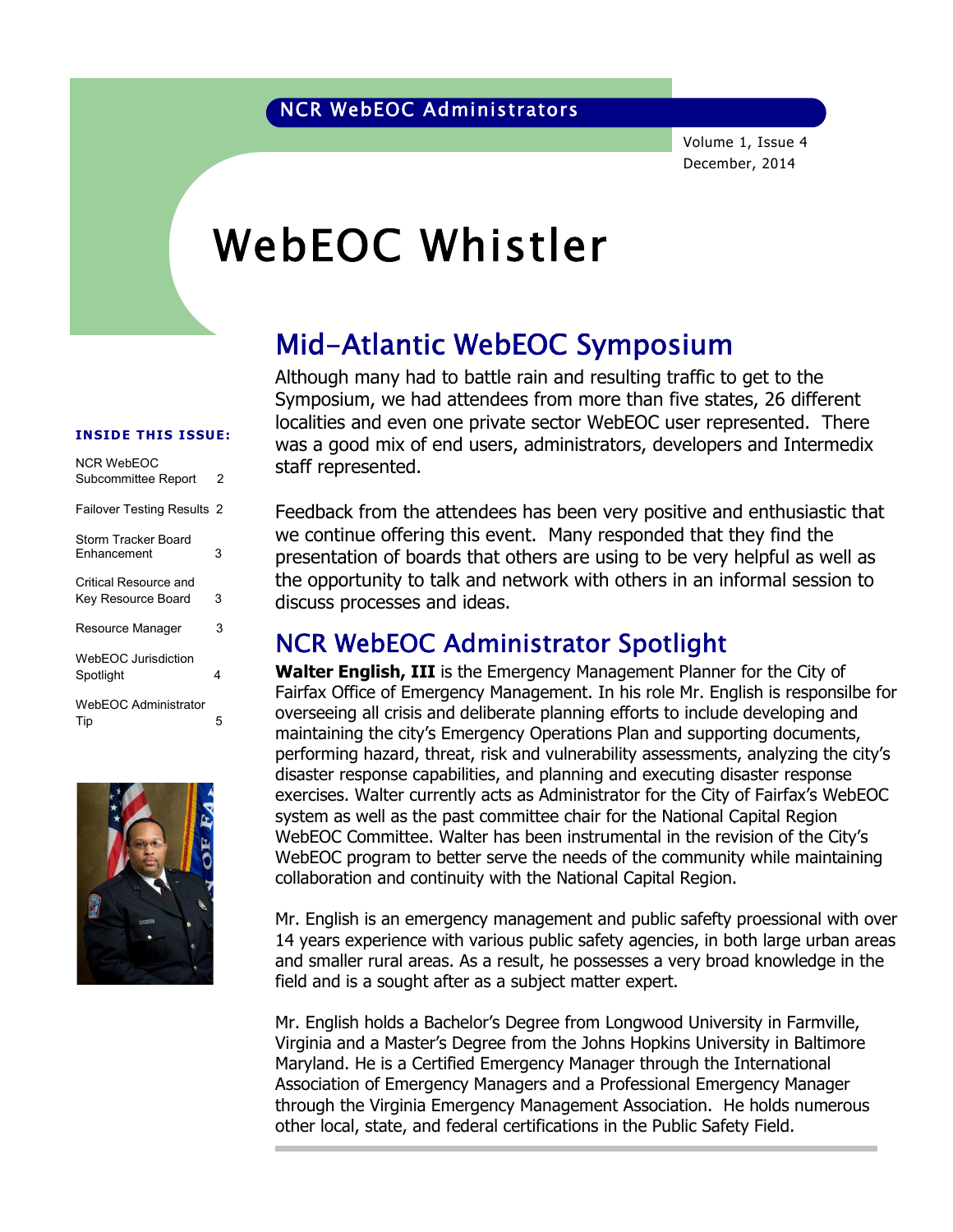NCR WebEOC Administrators

Volume 1, Issue 4
December, 2014

# WebEOC Whistler

**INSIDE THIS ISSUE:**

| | |
|---|---|
| NCR WebEOC Subcommittee Report | 2 |
| Failover Testing Results | 2 |
| Storm Tracker Board Enhancement | 3 |
| Critical Resource and Key Resource Board | 3 |
| Resource Manager | 3 |
| WebEOC Jurisdiction Spotlight | 4 |
| WebEOC Administrator Tip | 5 |

## Mid-Atlantic WebEOC Symposium

Although many had to battle rain and resulting traffic to get to the Symposium, we had attendees from more than five states, 26 different localities and even one private sector WebEOC user represented. There was a good mix of end users, administrators, developers and Intermedix staff represented.

Feedback from the attendees has been very positive and enthusiastic that we continue offering this event. Many responded that they find the presentation of boards that others are using to be very helpful as well as the opportunity to talk and network with others in an informal session to discuss processes and ideas.

## NCR WebEOC Administrator Spotlight

**Walter English, III** is the Emergency Management Planner for the City of Fairfax Office of Emergency Management. In his role Mr. English is responsilbe for overseeing all crisis and deliberate planning efforts to include developing and maintaining the city's Emergency Operations Plan and supporting documents, performing hazard, threat, risk and vulnerability assessments, analyzing the city's disaster response capabilities, and planning and executing disaster response exercises. Walter currently acts as Administrator for the City of Fairfax's WebEOC system as well as the past committee chair for the National Capital Region WebEOC Committee. Walter has been instrumental in the revision of the City's WebEOC program to better serve the needs of the community while maintaining collaboration and continuity with the National Capital Region.

Mr. English is an emergency management and public saftey proessional with over 14 years experience with various public safety agencies, in both large urban areas and smaller rural areas. As a result, he possesses a very broad knowledge in the field and is a sought after as a subject matter expert.

Mr. English holds a Bachelor's Degree from Longwood University in Farmville, Virginia and a Master's Degree from the Johns Hopkins University in Baltimore Maryland. He is a Certified Emergency Manager through the International Association of Emergency Managers and a Professional Emergency Manager through the Virginia Emergency Management Association. He holds numerous other local, state, and federal certifications in the Public Safety Field.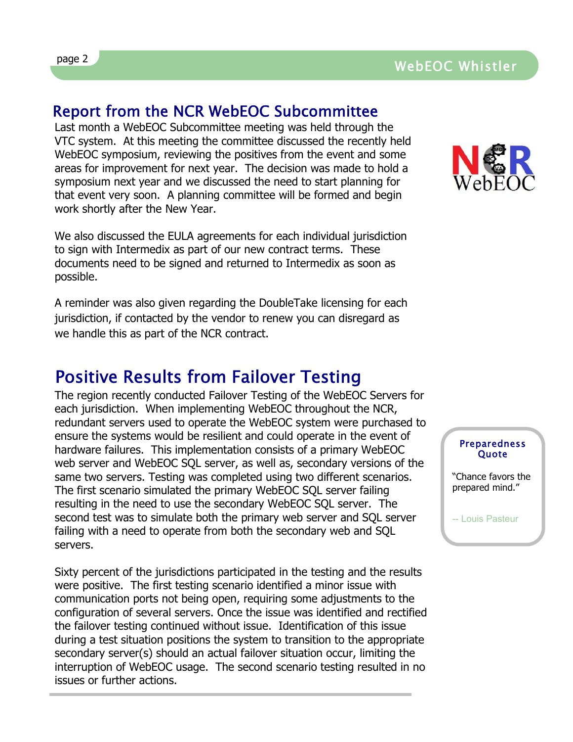## Report from the NCR WebEOC Subcommittee

Last month a WebEOC Subcommittee meeting was held through the VTC system. At this meeting the committee discussed the recently held WebEOC symposium, reviewing the positives from the event and some areas for improvement for next year. The decision was made to hold a symposium next year and we discussed the need to start planning for that event very soon. A planning committee will be formed and begin work shortly after the New Year.

We also discussed the EULA agreements for each individual jurisdiction to sign with Intermedix as part of our new contract terms. These documents need to be signed and returned to Intermedix as soon as possible.

A reminder was also given regarding the DoubleTake licensing for each jurisdiction, if contacted by the vendor to renew you can disregard as we handle this as part of the NCR contract.

## Positive Results from Failover Testing

The region recently conducted Failover Testing of the WebEOC Servers for each jurisdiction. When implementing WebEOC throughout the NCR, redundant servers used to operate the WebEOC system were purchased to ensure the systems would be resilient and could operate in the event of hardware failures. This implementation consists of a primary WebEOC web server and WebEOC SQL server, as well as, secondary versions of the same two servers. Testing was completed using two different scenarios. The first scenario simulated the primary WebEOC SQL server failing resulting in the need to use the secondary WebEOC SQL server. The second test was to simulate both the primary web server and SQL server failing with a need to operate from both the secondary web and SQL servers.

Sixty percent of the jurisdictions participated in the testing and the results were positive. The first testing scenario identified a minor issue with communication ports not being open, requiring some adjustments to the configuration of several servers. Once the issue was identified and rectified the failover testing continued without issue. Identification of this issue during a test situation positions the system to transition to the appropriate secondary server(s) should an actual failover situation occur, limiting the interruption of WebEOC usage. The second scenario testing resulted in no issues or further actions.

**Preparedness Quote**

"Chance favors the prepared mind."

-- Louis Pasteur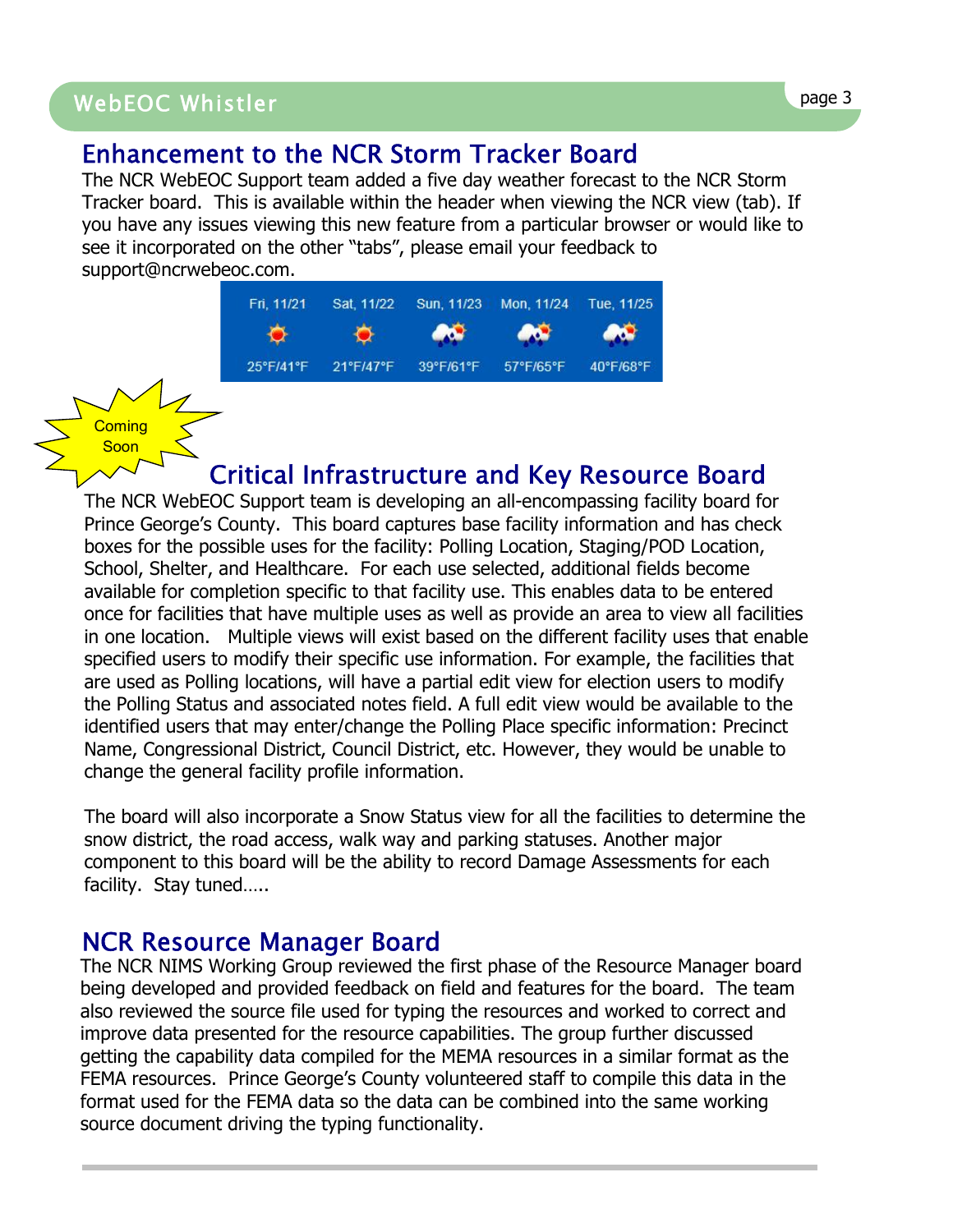## Enhancement to the NCR Storm Tracker Board

The NCR WebEOC Support team added a five day weather forecast to the NCR Storm Tracker board. This is available within the header when viewing the NCR view (tab). If you have any issues viewing this new feature from a particular browser or would like to see it incorporated on the other "tabs", please email your feedback to support@ncrwebeoc.com.

| Fri, 11/21 | Sat, 11/22 | Sun, 11/23 | Mon, 11/24 | Tue, 11/25 |
|---|---|---|---|---|
| 25°F/41°F | 21°F/47°F | 39°F/61°F | 57°F/65°F | 40°F/68°F |

Coming Soon

## Critical Infrastructure and Key Resource Board

The NCR WebEOC Support team is developing an all-encompassing facility board for Prince George's County. This board captures base facility information and has check boxes for the possible uses for the facility: Polling Location, Staging/POD Location, School, Shelter, and Healthcare. For each use selected, additional fields become available for completion specific to that facility use. This enables data to be entered once for facilities that have multiple uses as well as provide an area to view all facilities in one location. Multiple views will exist based on the different facility uses that enable specified users to modify their specific use information. For example, the facilities that are used as Polling locations, will have a partial edit view for election users to modify the Polling Status and associated notes field. A full edit view would be available to the identified users that may enter/change the Polling Place specific information: Precinct Name, Congressional District, Council District, etc. However, they would be unable to change the general facility profile information.

The board will also incorporate a Snow Status view for all the facilities to determine the snow district, the road access, walk way and parking statuses. Another major component to this board will be the ability to record Damage Assessments for each facility. Stay tuned…..

## NCR Resource Manager Board

The NCR NIMS Working Group reviewed the first phase of the Resource Manager board being developed and provided feedback on field and features for the board. The team also reviewed the source file used for typing the resources and worked to correct and improve data presented for the resource capabilities. The group further discussed getting the capability data compiled for the MEMA resources in a similar format as the FEMA resources. Prince George's County volunteered staff to compile this data in the format used for the FEMA data so the data can be combined into the same working source document driving the typing functionality.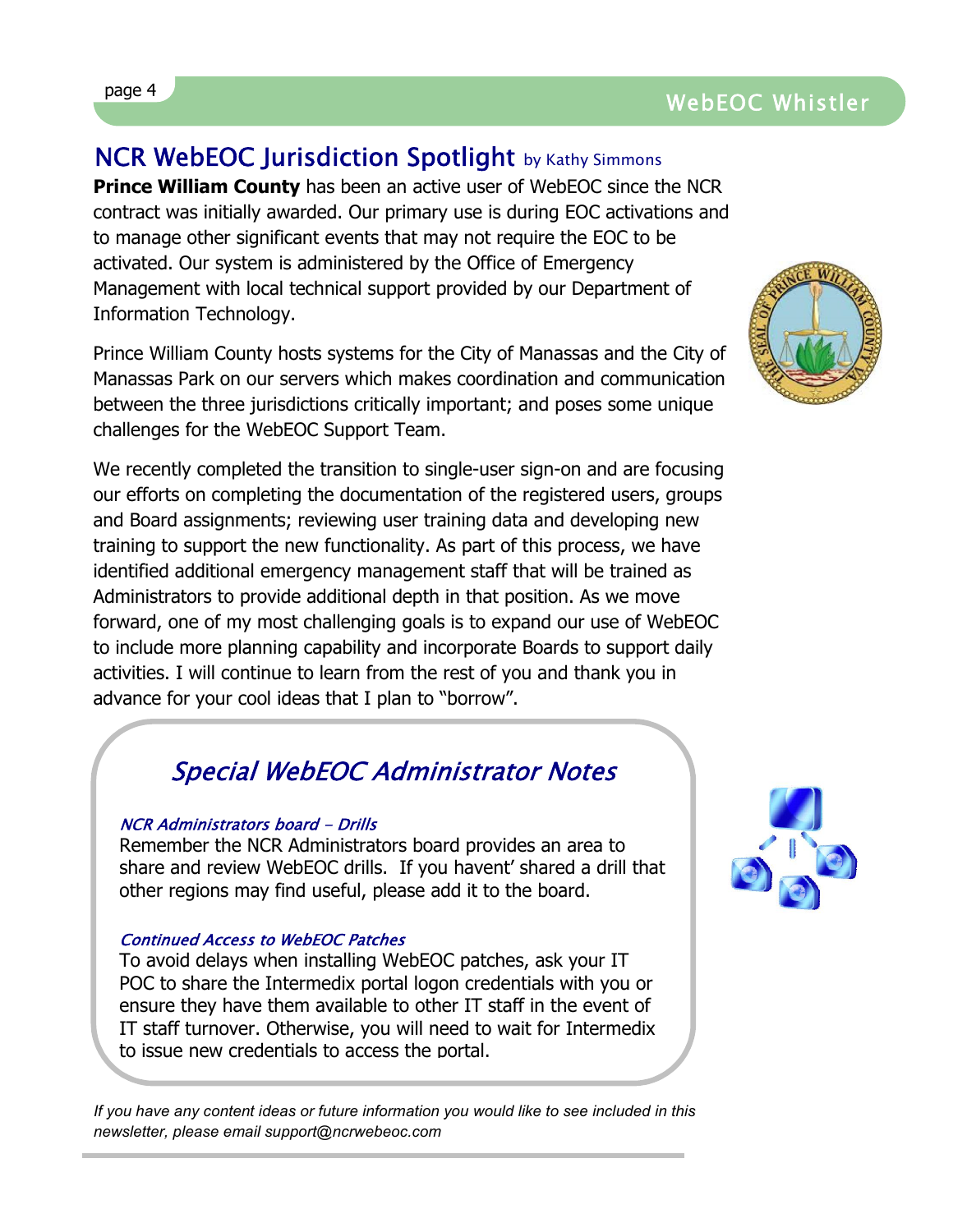## NCR WebEOC Jurisdiction Spotlight by Kathy Simmons

**Prince William County** has been an active user of WebEOC since the NCR contract was initially awarded. Our primary use is during EOC activations and to manage other significant events that may not require the EOC to be activated. Our system is administered by the Office of Emergency Management with local technical support provided by our Department of Information Technology.

Prince William County hosts systems for the City of Manassas and the City of Manassas Park on our servers which makes coordination and communication between the three jurisdictions critically important; and poses some unique challenges for the WebEOC Support Team.

We recently completed the transition to single-user sign-on and are focusing our efforts on completing the documentation of the registered users, groups and Board assignments; reviewing user training data and developing new training to support the new functionality. As part of this process, we have identified additional emergency management staff that will be trained as Administrators to provide additional depth in that position. As we move forward, one of my most challenging goals is to expand our use of WebEOC to include more planning capability and incorporate Boards to support daily activities. I will continue to learn from the rest of you and thank you in advance for your cool ideas that I plan to "borrow".

## *Special WebEOC Administrator Notes*

***NCR Administrators board – Drills***

Remember the NCR Administrators board provides an area to share and review WebEOC drills. If you havent' shared a drill that other regions may find useful, please add it to the board.

***Continued Access to WebEOC Patches***

To avoid delays when installing WebEOC patches, ask your IT POC to share the Intermedix portal logon credentials with you or ensure they have them available to other IT staff in the event of IT staff turnover. Otherwise, you will need to wait for Intermedix to issue new credentials to access the portal.

*If you have any content ideas or future information you would like to see included in this newsletter, please email support@ncrwebeoc.com*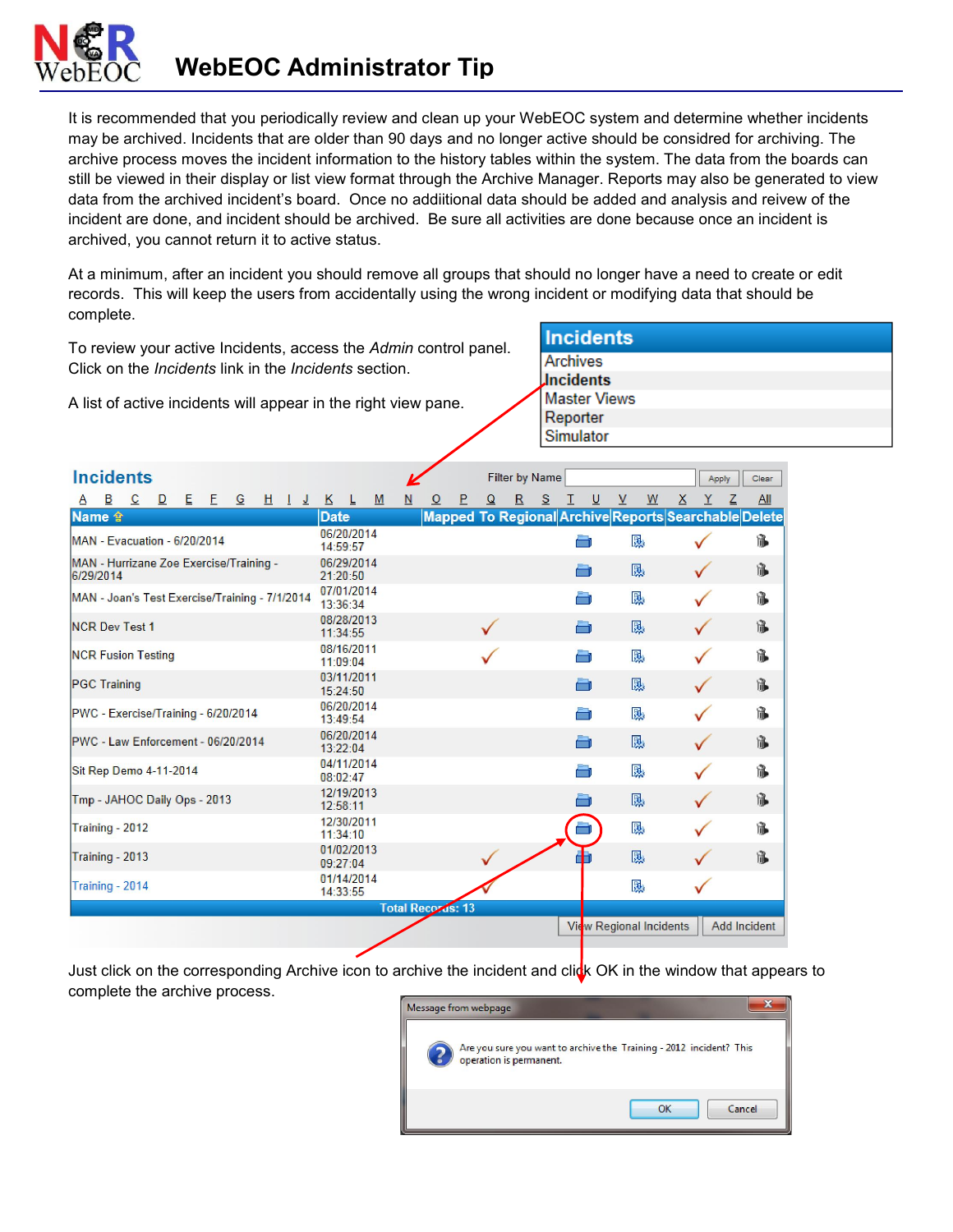# WebEOC Administrator Tip

It is recommended that you periodically review and clean up your WebEOC system and determine whether incidents may be archived. Incidents that are older than 90 days and no longer active should be considred for archiving. The archive process moves the incident information to the history tables within the system. The data from the boards can still be viewed in their display or list view format through the Archive Manager. Reports may also be generated to view data from the archived incident's board. Once no addiitional data should be added and analysis and reivew of the incident are done, and incident should be archived. Be sure all activities are done because once an incident is archived, you cannot return it to active status.

At a minimum, after an incident you should remove all groups that should no longer have a need to create or edit records. This will keep the users from accidentally using the wrong incident or modifying data that should be complete.

To review your active Incidents, access the *Admin* control panel. Click on the *Incidents* link in the *Incidents* section.

A list of active incidents will appear in the right view pane.

**Incidents**

- Archives
- Incidents
- Master Views
- Reporter
- Simulator

**Incidents**

Filter by Name [ ] Apply Clear

A B C D E F G H I J K L M N O P Q R S T U V W X Y Z All

| Name | Date | Mapped To Regional | Archive | Reports | Searchable | Delete |
|---|---|---|---|---|---|---|
| MAN - Evacuation - 6/20/2014 | 06/20/2014 14:59:57 | | 🗀 | 🗎 | ✓ | 🗑 |
| MAN - Hurrizane Zoe Exercise/Training - 6/29/2014 | 06/29/2014 21:20:50 | | 🗀 | 🗎 | ✓ | 🗑 |
| MAN - Joan's Test Exercise/Training - 7/1/2014 | 07/01/2014 13:36:34 | | 🗀 | 🗎 | ✓ | 🗑 |
| NCR Dev Test 1 | 08/28/2013 11:34:55 | ✓ | 🗀 | 🗎 | ✓ | 🗑 |
| NCR Fusion Testing | 08/16/2011 11:09:04 | ✓ | 🗀 | 🗎 | ✓ | 🗑 |
| PGC Training | 03/11/2011 15:24:50 | | 🗀 | 🗎 | ✓ | 🗑 |
| PWC - Exercise/Training - 6/20/2014 | 06/20/2014 13:49:54 | | 🗀 | 🗎 | ✓ | 🗑 |
| PWC - Law Enforcement - 06/20/2014 | 06/20/2014 13:22:04 | | 🗀 | 🗎 | ✓ | 🗑 |
| Sit Rep Demo 4-11-2014 | 04/11/2014 08:02:47 | | 🗀 | 🗎 | ✓ | 🗑 |
| Tmp - JAHOC Daily Ops - 2013 | 12/19/2013 12:58:11 | | 🗀 | 🗎 | ✓ | 🗑 |
| Training - 2012 | 12/30/2011 11:34:10 | | 🗀 | 🗎 | ✓ | 🗑 |
| Training - 2013 | 01/02/2013 09:27:04 | ✓ | 🗀 | 🗎 | ✓ | 🗑 |
| Training - 2014 | 01/14/2014 14:33:55 | ✓ | | 🗎 | ✓ | |

Total Records: 13

View Regional Incidents | Add Incident

Just click on the corresponding Archive icon to archive the incident and click OK in the window that appears to complete the archive process.

Message from webpage

Are you sure you want to archive the Training - 2012 incident? This operation is permanent.

OK | Cancel